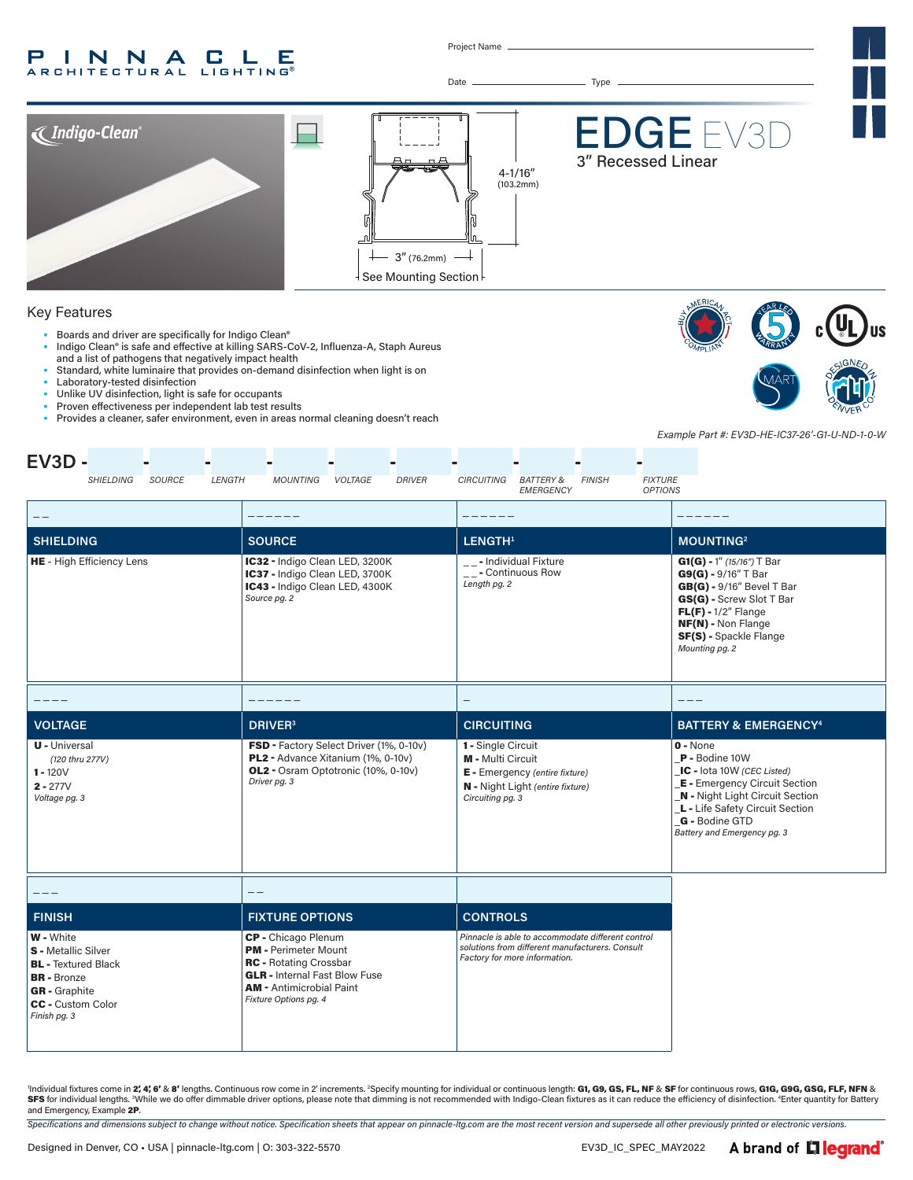PINNACLE ARCHITECTURAL LIGHTING®

Project Name

Date Type

Indigo-Clean®

4-1/16" (103.2mm)

3" (76.2mm)

See Mounting Section

# EDGE EV3D

## 3" Recessed Linear

## Key Features

- Boards and driver are specifically for Indigo Clean®
- Indigo Clean® is safe and effective at killing SARS-CoV-2, Influenza-A, Staph Aureus and a list of pathogens that negatively impact health
- Standard, white luminaire that provides on-demand disinfection when light is on
- Laboratory-tested disinfection
- Unlike UV disinfection, light is safe for occupants
- Proven effectiveness per independent lab test results
- Provides a cleaner, safer environment, even in areas normal cleaning doesn't reach

*Example Part #: EV3D-HE-IC37-26'-G1-U-ND-1-0-W*

**EV3D -** SHIELDING - SOURCE - LENGTH - MOUNTING - VOLTAGE - DRIVER - CIRCUITING - BATTERY & EMERGENCY - FINISH - FIXTURE OPTIONS

| \_ \_ | \_ \_ \_ \_ \_ \_ | \_ \_ \_ \_ \_ \_ | \_ \_ \_ \_ \_ \_ |
|---|---|---|---|
| **SHIELDING** | **SOURCE** | **LENGTH[1]** | **MOUNTING[2]** |
| **HE** - High Efficiency Lens | **IC32** - Indigo Clean LED, 3200K<br>**IC37** - Indigo Clean LED, 3700K<br>**IC43** - Indigo Clean LED, 4300K<br>*Source pg. 2* | \_ \_ - Individual Fixture<br>\_ \_ - Continuous Row<br>*Length pg. 2* | **G1(G)** - 1" *(15/16")* T Bar<br>**G9(G)** - 9/16" T Bar<br>**GB(G)** - 9/16" Bevel T Bar<br>**GS(G)** - Screw Slot T Bar<br>**FL(F)** - 1/2" Flange<br>**NF(N)** - Non Flange<br>**SF(S)** - Spackle Flange<br>*Mounting pg. 2* |

| \_ \_ \_ \_ | \_ \_ \_ \_ \_ \_ | \_ | \_ \_ \_ |
|---|---|---|---|
| **VOLTAGE** | **DRIVER[3]** | **CIRCUITING** | **BATTERY & EMERGENCY[4]** |
| **U** - Universal *(120 thru 277V)*<br>**1** - 120V<br>**2** - 277V<br>*Voltage pg. 3* | **FSD** - Factory Select Driver (1%, 0-10v)<br>**PL2** - Advance Xitanium (1%, 0-10v)<br>**OL2** - Osram Optotronic (10%, 0-10v)<br>*Driver pg. 3* | **1** - Single Circuit<br>**M** - Multi Circuit<br>**E** - Emergency *(entire fixture)*<br>**N** - Night Light *(entire fixture)*<br>*Circuiting pg. 3* | **0** - None<br>\_**P** - Bodine 10W<br>\_**IC** - Iota 10W *(CEC Listed)*<br>\_**E** - Emergency Circuit Section<br>\_**N** - Night Light Circuit Section<br>\_**L** - Life Safety Circuit Section<br>\_**G** - Bodine GTD<br>*Battery and Emergency pg. 3* |

| \_ \_ \_ | \_ \_ | |
|---|---|---|
| **FINISH** | **FIXTURE OPTIONS** | **CONTROLS** |
| **W** - White<br>**S** - Metallic Silver<br>**BL** - Textured Black<br>**BR** - Bronze<br>**GR** - Graphite<br>**CC** - Custom Color<br>*Finish pg. 3* | **CP** - Chicago Plenum<br>**PM** - Perimeter Mount<br>**RC** - Rotating Crossbar<br>**GLR** - Internal Fast Blow Fuse<br>**AM** - Antimicrobial Paint<br>*Fixture Options pg. 4* | *Pinnacle is able to accommodate different control solutions from different manufacturers. Consult Factory for more information.* |

[1]Individual fixtures come in **2', 4', 6'** & **8'** lengths. Continuous row come in 2' increments. [2]Specify mounting for individual or continuous length: **G1, G9, GS, FL, NF** & **SF** for continuous rows, **G1G, G9G, GSG, FLF, NFN** & **SFS** for individual lengths. [3]While we do offer dimmable driver options, please note that dimming is not recommended with Indigo-Clean fixtures as it can reduce the efficiency of disinfection. [4]Enter quantity for Battery and Emergency, Example **2P**.

*Specifications and dimensions subject to change without notice. Specification sheets that appear on pinnacle-ltg.com are the most recent version and supersede all other previously printed or electronic versions.*

Designed in Denver, CO • USA | pinnacle-ltg.com | O: 303-322-5570 EV3D_IC_SPEC_MAY2022 A brand of legrand®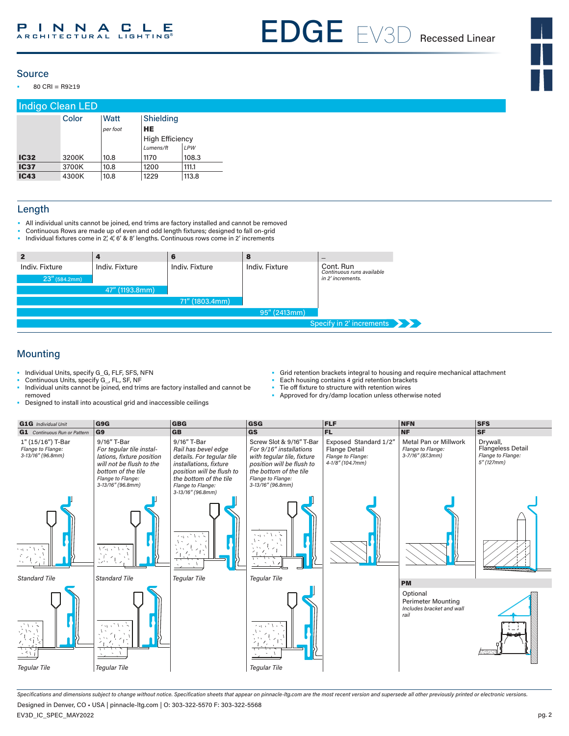# EDGE EV3D Recessed Linear

## Source

- 80 CRI = R9≥19

## Indigo Clean LED

| | Color | Watt *per foot* | Shielding **HE** High Efficiency *Lumens/ft* | *LPW* |
|---|---|---|---|---|
| **IC32** | 3200K | 10.8 | 1170 | 108.3 |
| **IC37** | 3700K | 10.8 | 1200 | 111.1 |
| **IC43** | 4300K | 10.8 | 1229 | 113.8 |

## Length

- All individual units cannot be joined, end trims are factory installed and cannot be removed
- Continuous Rows are made up of even and odd length fixtures; designed to fall on-grid
- Individual fixtures come in 2', 4', 6' & 8' lengths. Continuous rows come in 2' increments

| **2** | **4** | **6** | **8** | **_** |
|---|---|---|---|---|
| Indiv. Fixture | Indiv. Fixture | Indiv. Fixture | Indiv. Fixture | Cont. Run *Continuous runs available in 2' increments.* |
| 23" (584.2mm) | 47" (1193.8mm) | 71" (1803.4mm) | 95" (2413mm) | Specify in 2' increments |

## Mounting

- Individual Units, specify G_G, FLF, SFS, NFN
- Continuous Units, specify G_, FL, SF, NF
- Individual units cannot be joined, end trims are factory installed and cannot be removed
- Designed to install into acoustical grid and inaccessible ceilings
- Grid retention brackets integral to housing and require mechanical attachment
- Each housing contains 4 grid retention brackets
- Tie off fixture to structure with retention wires
- Approved for dry/damp location unless otherwise noted

| **G1G** *Individual Unit* / **G1** *Continuous Run or Pattern* | **G9G** / **G9** | **GBG** / **GB** | **GSG** / **GS** | **FLF** / **FL** | **NFN** / **NF** | **SFS** / **SF** |
|---|---|---|---|---|---|---|
| 1" (15/16") T-Bar *Flange to Flange: 3-13/16" (96.8mm)* | 9/16" T-Bar *For tegular tile installations, fixture position will not be flush to the bottom of the tile* *Flange to Flange: 3-13/16" (96.8mm)* | 9/16" T-Bar *Rail has bevel edge details. For tegular tile installations, fixture position will be flush to the bottom of the tile* *Flange to Flange: 3-13/16" (96.8mm)* | Screw Slot & 9/16" T-Bar *For 9/16" installations with tegular tile, fixture position will be flush to the bottom of the tile* *Flange to Flange: 3-13/16" (96.8mm)* | Exposed Standard 1/2" Flange Detail *Flange to Flange: 4-1/8" (104.7mm)* | Metal Pan or Millwork *Flange to Flange: 3-7/16" (87.3mm)* | Drywall, Flangeless Detail *Flange to Flange: 5" (127mm)* |
| *Standard Tile* | *Standard Tile* | *Tegular Tile* | *Tegular Tile* | | | |
| *Tegular Tile* | *Tegular Tile* | | *Tegular Tile* | | | |

**PM**

Optional Perimeter Mounting
*Includes bracket and wall rail*

*Specifications and dimensions subject to change without notice. Specification sheets that appear on pinnacle-ltg.com are the most recent version and supersede all other previously printed or electronic versions.*

Designed in Denver, CO • USA | pinnacle-ltg.com | O: 303-322-5570 F: 303-322-5568

EV3D_IC_SPEC_MAY2022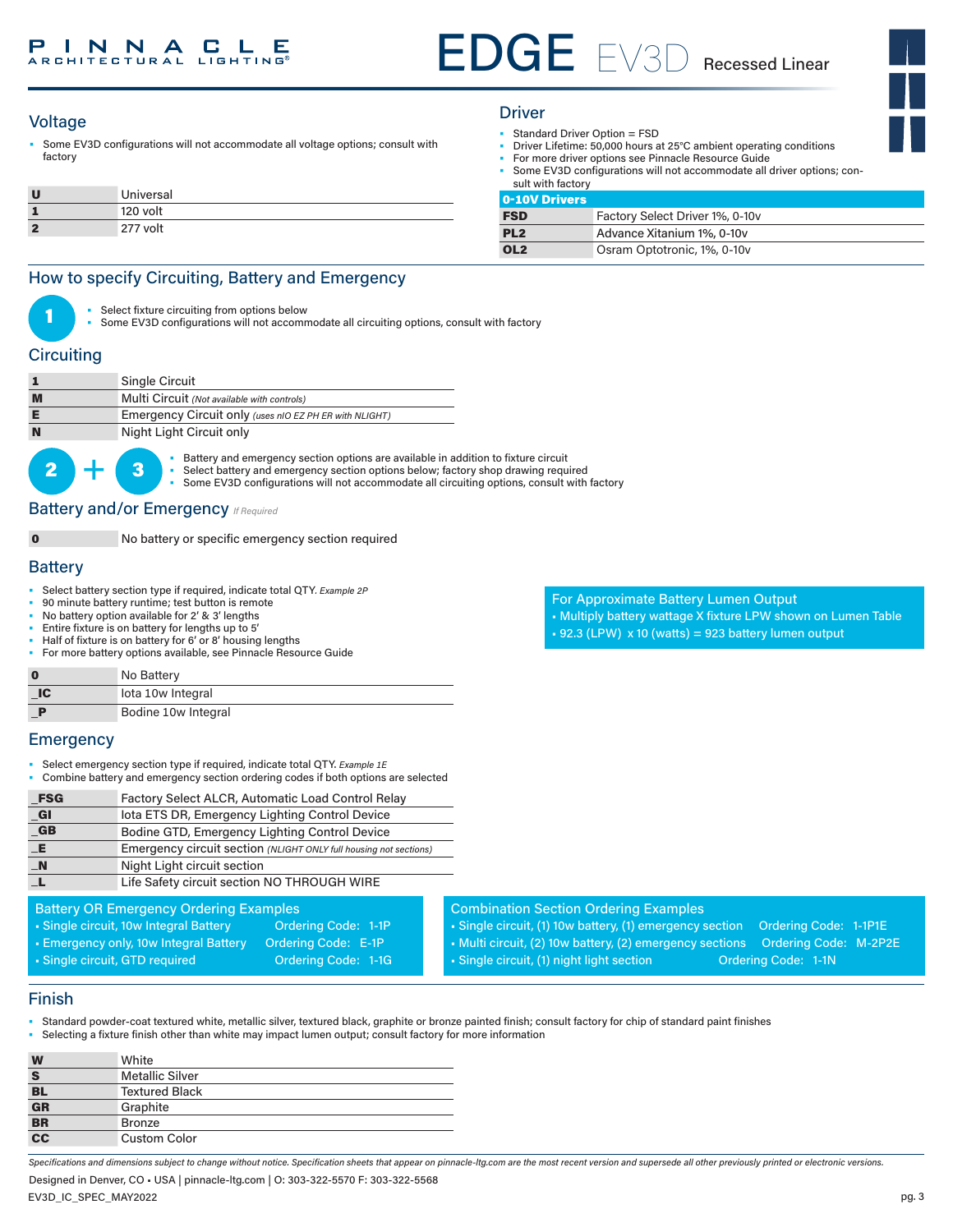# PINNACLE ARCHITECTURAL LIGHTING®

# EDGE EV3D Recessed Linear

## Voltage

- Some EV3D configurations will not accommodate all voltage options; consult with factory

| | |
|---|---|
| **U** | Universal |
| **1** | 120 volt |
| **2** | 277 volt |

## Driver

- Standard Driver Option = FSD
- Driver Lifetime: 50,000 hours at 25°C ambient operating conditions
- For more driver options see Pinnacle Resource Guide
- Some EV3D configurations will not accommodate all driver options; consult with factory

| **0-10V Drivers** | |
|---|---|
| **FSD** | Factory Select Driver 1%, 0-10v |
| **PL2** | Advance Xitanium 1%, 0-10v |
| **OL2** | Osram Optotronic, 1%, 0-10v |

## How to specify Circuiting, Battery and Emergency

**1**

- Select fixture circuiting from options below
- Some EV3D configurations will not accommodate all circuiting options, consult with factory

## Circuiting

| | |
|---|---|
| **1** | Single Circuit |
| **M** | Multi Circuit *(Not available with controls)* |
| **E** | Emergency Circuit only *(uses nIO EZ PH ER with NLIGHT)* |
| **N** | Night Light Circuit only |

**2 + 3**

- Battery and emergency section options are available in addition to fixture circuit
- Select battery and emergency section options below; factory shop drawing required
- Some EV3D configurations will not accommodate all circuiting options, consult with factory

## Battery and/or Emergency *If Required*

| | |
|---|---|
| **0** | No battery or specific emergency section required |

## Battery

- Select battery section type if required, indicate total QTY. *Example 2P*
- 90 minute battery runtime; test button is remote
- No battery option available for 2' & 3' lengths
- Entire fixture is on battery for lengths up to 5'
- Half of fixture is on battery for 6' or 8' housing lengths
- For more battery options available, see Pinnacle Resource Guide

| | |
|---|---|
| **0** | No Battery |
| **_IC** | Iota 10w Integral |
| **_P** | Bodine 10w Integral |

**For Approximate Battery Lumen Output**
- Multiply battery wattage X fixture LPW shown on Lumen Table
- 92.3 (LPW) x 10 (watts) = 923 battery lumen output

## Emergency

- Select emergency section type if required, indicate total QTY. *Example 1E*
- Combine battery and emergency section ordering codes if both options are selected

| | |
|---|---|
| **_FSG** | Factory Select ALCR, Automatic Load Control Relay |
| **_GI** | Iota ETS DR, Emergency Lighting Control Device |
| **_GB** | Bodine GTD, Emergency Lighting Control Device |
| **_E** | Emergency circuit section *(NLIGHT ONLY full housing not sections)* |
| **_N** | Night Light circuit section |
| **_L** | Life Safety circuit section NO THROUGH WIRE |

**Battery OR Emergency Ordering Examples**
- Single circuit, 10w Integral Battery — Ordering Code: 1-1P
- Emergency only, 10w Integral Battery — Ordering Code: E-1P
- Single circuit, GTD required — Ordering Code: 1-1G

**Combination Section Ordering Examples**
- Single circuit, (1) 10w battery, (1) emergency section — Ordering Code: 1-1P1E
- Multi circuit, (2) 10w battery, (2) emergency sections — Ordering Code: M-2P2E
- Single circuit, (1) night light section — Ordering Code: 1-1N

## Finish

- Standard powder-coat textured white, metallic silver, textured black, graphite or bronze painted finish; consult factory for chip of standard paint finishes
- Selecting a fixture finish other than white may impact lumen output; consult factory for more information

| | |
|---|---|
| **W** | White |
| **S** | Metallic Silver |
| **BL** | Textured Black |
| **GR** | Graphite |
| **BR** | Bronze |
| **CC** | Custom Color |

*Specifications and dimensions subject to change without notice. Specification sheets that appear on pinnacle-ltg.com are the most recent version and supersede all other previously printed or electronic versions.*

Designed in Denver, CO • USA | pinnacle-ltg.com | O: 303-322-5570 F: 303-322-5568

EV3D_IC_SPEC_MAY2022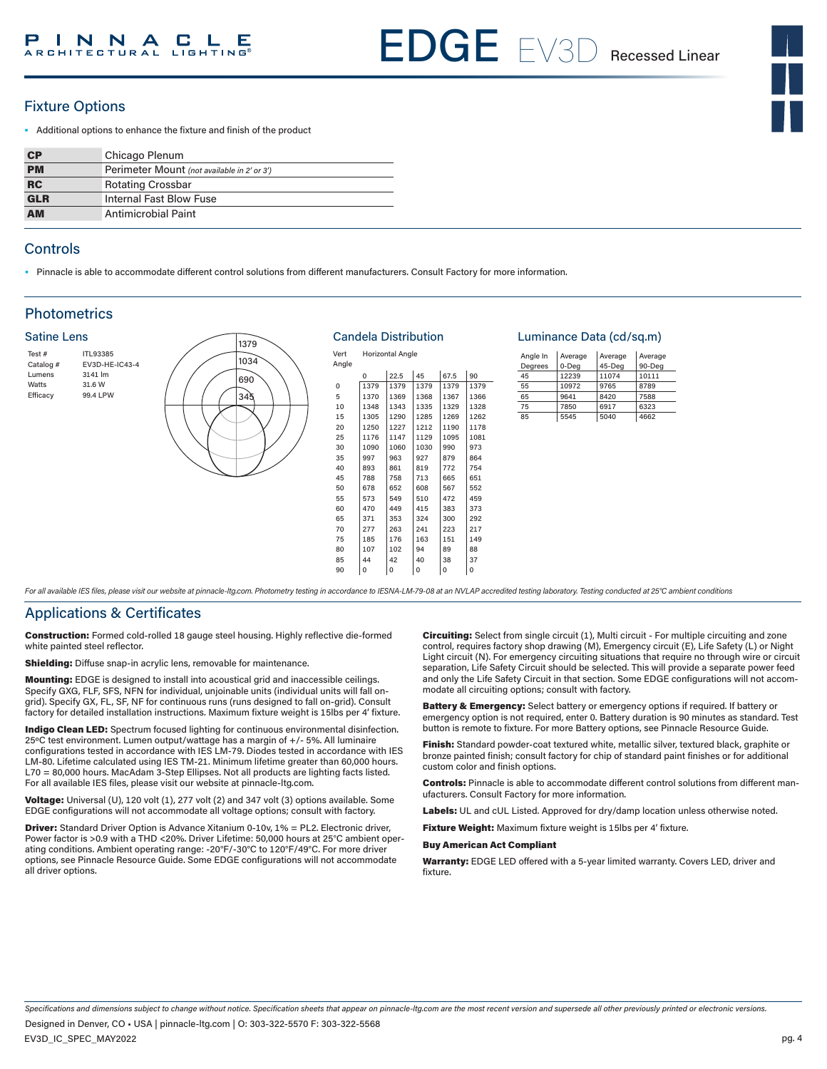## Fixture Options

- Additional options to enhance the fixture and finish of the product

| | |
|---|---|
| **CP** | Chicago Plenum |
| **PM** | Perimeter Mount *(not available in 2' or 3')* |
| **RC** | Rotating Crossbar |
| **GLR** | Internal Fast Blow Fuse |
| **AM** | Antimicrobial Paint |

## Controls

- Pinnacle is able to accommodate different control solutions from different manufacturers. Consult Factory for more information.

## Photometrics

### Satine Lens

| | |
|---|---|
| Test # | ITL93385 |
| Catalog # | EV3D-HE-IC43-4 |
| Lumens | 3141 lm |
| Watts | 31.6 W |
| Efficacy | 99.4 LPW |

1379
1034
690
345

### Candela Distribution

| Vert Angle | Horizontal Angle 0 | 22.5 | 45 | 67.5 | 90 |
|---|---|---|---|---|---|
| 0 | 1379 | 1379 | 1379 | 1379 | 1379 |
| 5 | 1370 | 1369 | 1368 | 1367 | 1366 |
| 10 | 1348 | 1343 | 1335 | 1329 | 1328 |
| 15 | 1305 | 1290 | 1285 | 1269 | 1262 |
| 20 | 1250 | 1227 | 1212 | 1190 | 1178 |
| 25 | 1176 | 1147 | 1129 | 1095 | 1081 |
| 30 | 1090 | 1060 | 1030 | 990 | 973 |
| 35 | 997 | 963 | 927 | 879 | 864 |
| 40 | 893 | 861 | 819 | 772 | 754 |
| 45 | 788 | 758 | 713 | 665 | 651 |
| 50 | 678 | 652 | 608 | 567 | 552 |
| 55 | 573 | 549 | 510 | 472 | 459 |
| 60 | 470 | 449 | 415 | 383 | 373 |
| 65 | 371 | 353 | 324 | 300 | 292 |
| 70 | 277 | 263 | 241 | 223 | 217 |
| 75 | 185 | 176 | 163 | 151 | 149 |
| 80 | 107 | 102 | 94 | 89 | 88 |
| 85 | 44 | 42 | 40 | 38 | 37 |
| 90 | 0 | 0 | 0 | 0 | 0 |

### Luminance Data (cd/sq.m)

| Angle In Degrees | Average 0-Deg | Average 45-Deg | Average 90-Deg |
|---|---|---|---|
| 45 | 12239 | 11074 | 10111 |
| 55 | 10972 | 9765 | 8789 |
| 65 | 9641 | 8420 | 7588 |
| 75 | 7850 | 6917 | 6323 |
| 85 | 5545 | 5040 | 4662 |

*For all available IES files, please visit our website at pinnacle-ltg.com. Photometry testing in accordance to IESNA-LM-79-08 at an NVLAP accredited testing laboratory. Testing conducted at 25°C ambient conditions*

## Applications & Certificates

**Construction:** Formed cold-rolled 18 gauge steel housing. Highly reflective die-formed white painted steel reflector.

**Shielding:** Diffuse snap-in acrylic lens, removable for maintenance.

**Mounting:** EDGE is designed to install into acoustical grid and inaccessible ceilings. Specify GXG, FLF, SFS, NFN for individual, unjoinable units (individual units will fall on-grid). Specify GX, FL, SF, NF for continuous runs (runs designed to fall on-grid). Consult factory for detailed installation instructions. Maximum fixture weight is 15lbs per 4' fixture.

**Indigo Clean LED:** Spectrum focused lighting for continuous environmental disinfection. 25ºC test environment. Lumen output/wattage has a margin of +/- 5%. All luminaire configurations tested in accordance with IES LM-79. Diodes tested in accordance with IES LM-80. Lifetime calculated using IES TM-21. Minimum lifetime greater than 60,000 hours. L70 = 80,000 hours. MacAdam 3-Step Ellipses. Not all products are lighting facts listed. For all available IES files, please visit our website at pinnacle-ltg.com.

**Voltage:** Universal (U), 120 volt (1), 277 volt (2) and 347 volt (3) options available. Some EDGE configurations will not accommodate all voltage options; consult with factory.

**Driver:** Standard Driver Option is Advance Xitanium 0-10v, 1% = PL2. Electronic driver, Power factor is >0.9 with a THD <20%. Driver Lifetime: 50,000 hours at 25°C ambient operating conditions. Ambient operating range: -20°F/-30°C to 120°F/49°C. For more driver options, see Pinnacle Resource Guide. Some EDGE configurations will not accommodate all driver options.

**Circuiting:** Select from single circuit (1), Multi circuit - For multiple circuiting and zone control, requires factory shop drawing (M), Emergency circuit (E), Life Safety (L) or Night Light circuit (N). For emergency circuiting situations that require no through wire or circuit separation, Life Safety Circuit should be selected. This will provide a separate power feed and only the Life Safety Circuit in that section. Some EDGE configurations will not accommodate all circuiting options; consult with factory.

**Battery & Emergency:** Select battery or emergency options if required. If battery or emergency option is not required, enter 0. Battery duration is 90 minutes as standard. Test button is remote to fixture. For more Battery options, see Pinnacle Resource Guide.

**Finish:** Standard powder-coat textured white, metallic silver, textured black, graphite or bronze painted finish; consult factory for chip of standard paint finishes or for additional custom color and finish options.

**Controls:** Pinnacle is able to accommodate different control solutions from different manufacturers. Consult Factory for more information.

**Labels:** UL and cUL Listed. Approved for dry/damp location unless otherwise noted.

**Fixture Weight:** Maximum fixture weight is 15lbs per 4' fixture.

**Buy American Act Compliant**

**Warranty:** EDGE LED offered with a 5-year limited warranty. Covers LED, driver and fixture.

*Specifications and dimensions subject to change without notice. Specification sheets that appear on pinnacle-ltg.com are the most recent version and supersede all other previously printed or electronic versions.*

Designed in Denver, CO • USA | pinnacle-ltg.com | O: 303-322-5570 F: 303-322-5568

EV3D_IC_SPEC_MAY2022